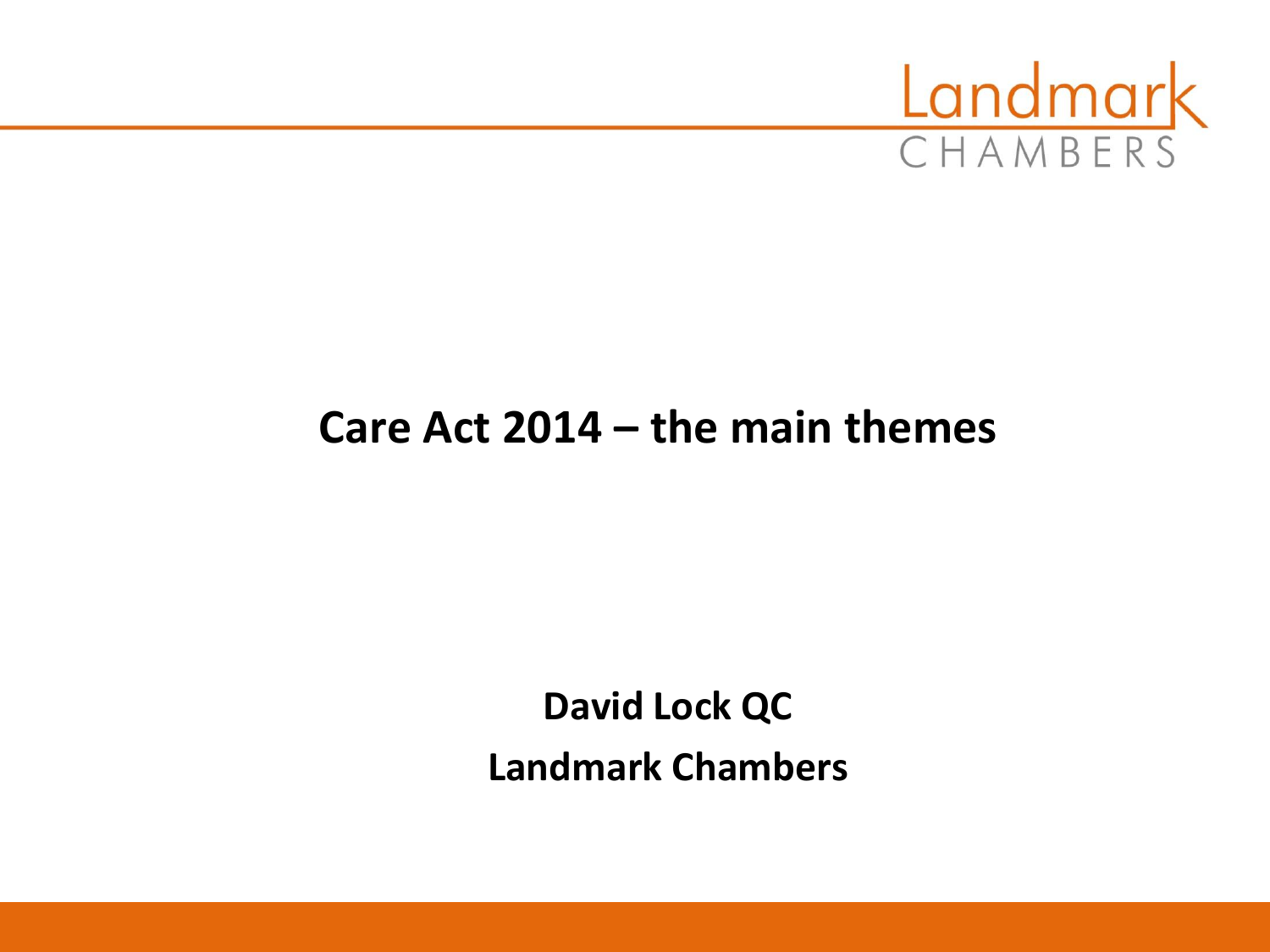Landmark CHAMBERS

# Care Act 2014 – the main themes

**David Lock QC**

**Landmark Chambers**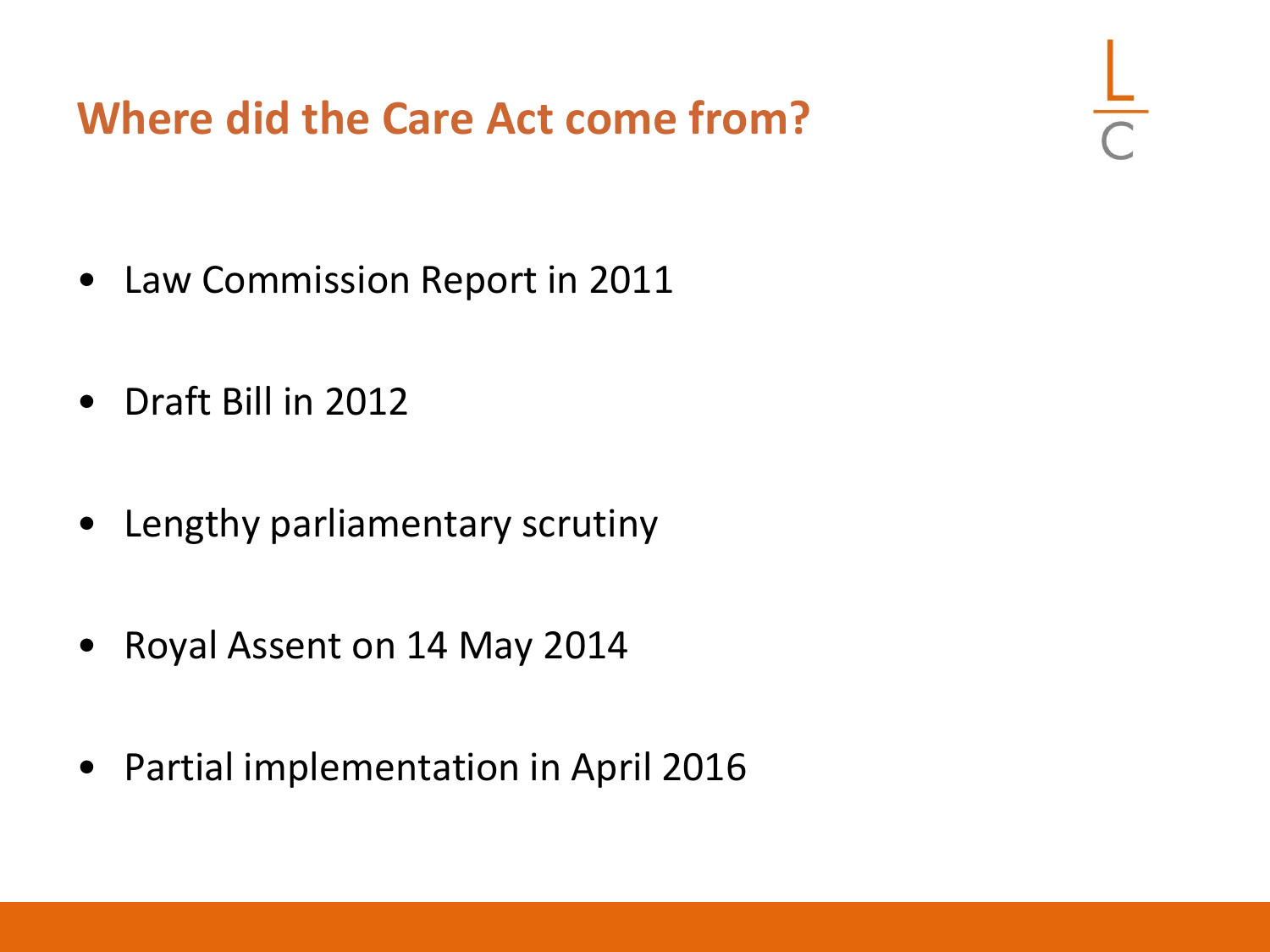# Where did the Care Act come from?

- Law Commission Report in 2011
- Draft Bill in 2012
- Lengthy parliamentary scrutiny
- Royal Assent on 14 May 2014
- Partial implementation in April 2016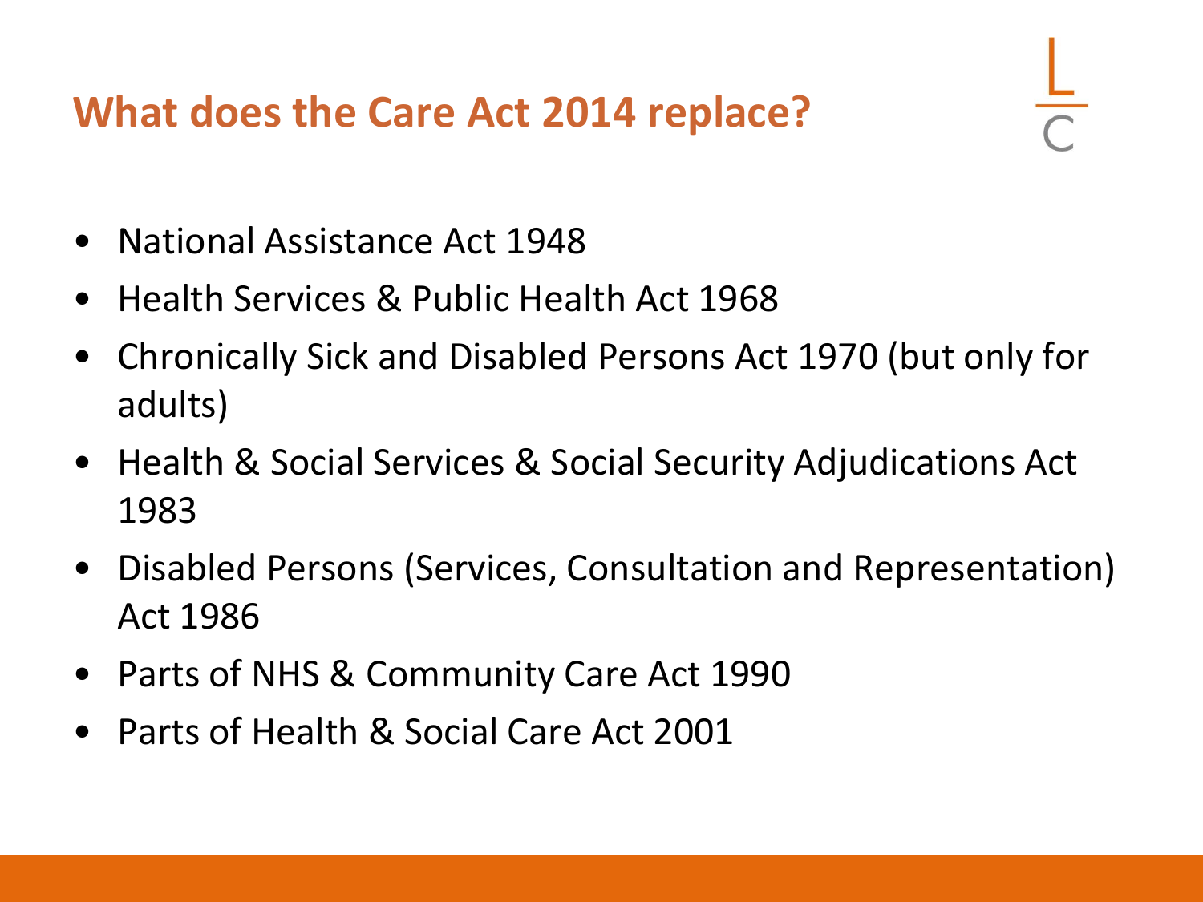# What does the Care Act 2014 replace?

- National Assistance Act 1948
- Health Services & Public Health Act 1968
- Chronically Sick and Disabled Persons Act 1970 (but only for adults)
- Health & Social Services & Social Security Adjudications Act 1983
- Disabled Persons (Services, Consultation and Representation) Act 1986
- Parts of NHS & Community Care Act 1990
- Parts of Health & Social Care Act 2001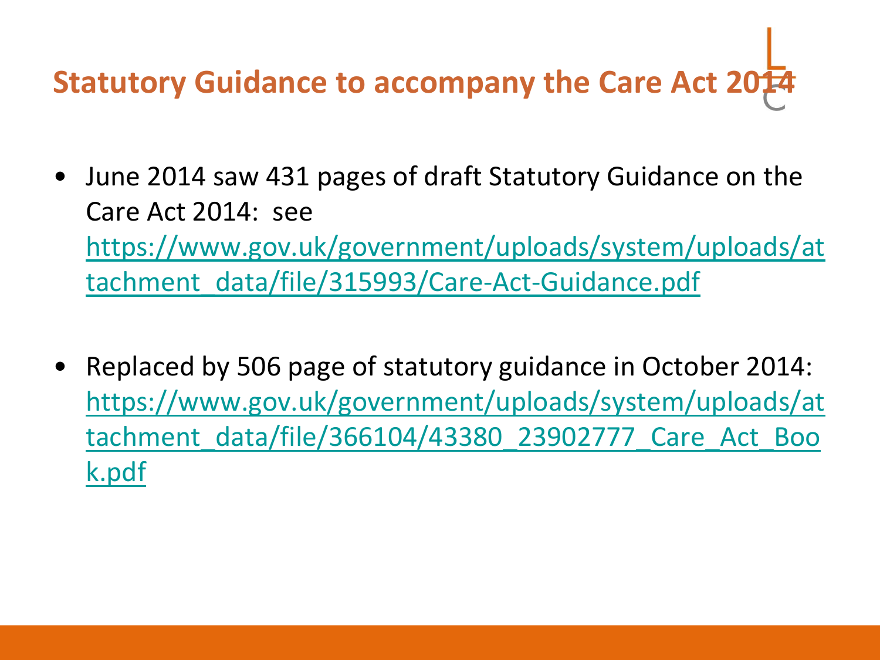# Statutory Guidance to accompany the Care Act 2014

- June 2014 saw 431 pages of draft Statutory Guidance on the Care Act 2014: see https://www.gov.uk/government/uploads/system/uploads/attachment_data/file/315993/Care-Act-Guidance.pdf

- Replaced by 506 page of statutory guidance in October 2014: https://www.gov.uk/government/uploads/system/uploads/attachment_data/file/366104/43380_23902777_Care_Act_Book.pdf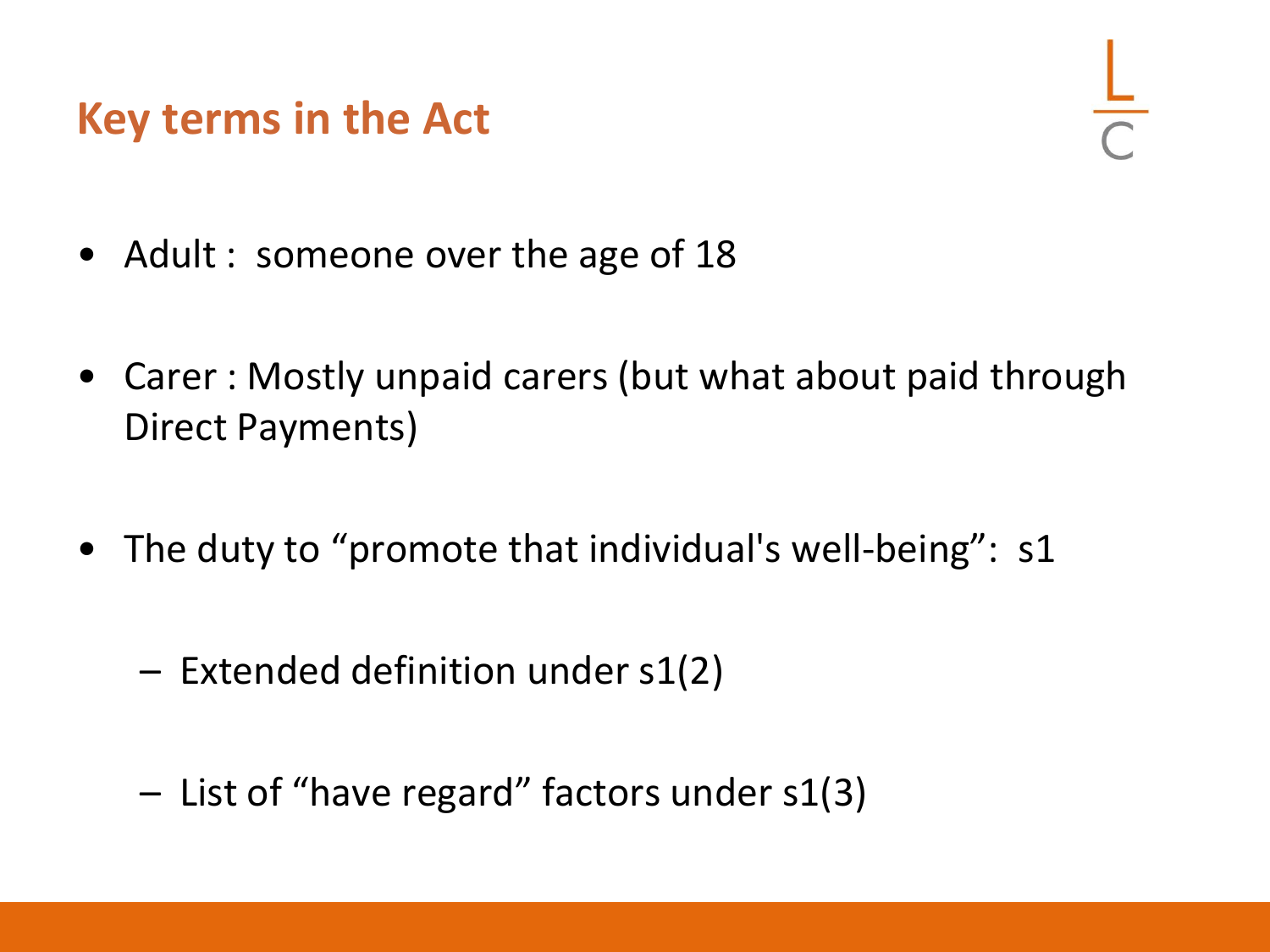## Key terms in the Act

- Adult : someone over the age of 18
- Carer : Mostly unpaid carers (but what about paid through Direct Payments)
- The duty to "promote that individual's well-being": s1
  - Extended definition under s1(2)
  - List of "have regard" factors under s1(3)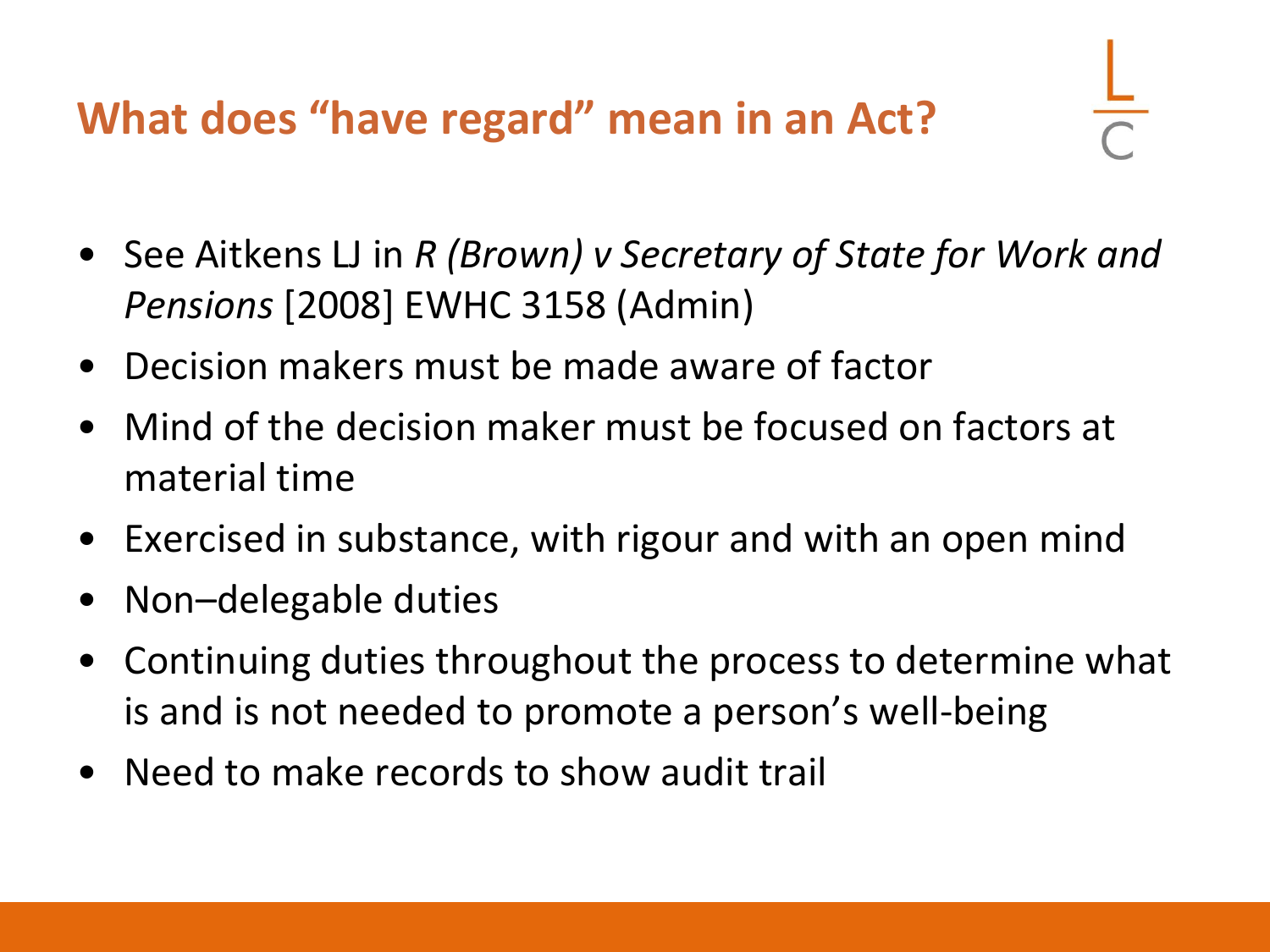## What does "have regard" mean in an Act?

- See Aitkens LJ in *R (Brown) v Secretary of State for Work and Pensions* [2008] EWHC 3158 (Admin)
- Decision makers must be made aware of factor
- Mind of the decision maker must be focused on factors at material time
- Exercised in substance, with rigour and with an open mind
- Non–delegable duties
- Continuing duties throughout the process to determine what is and is not needed to promote a person's well-being
- Need to make records to show audit trail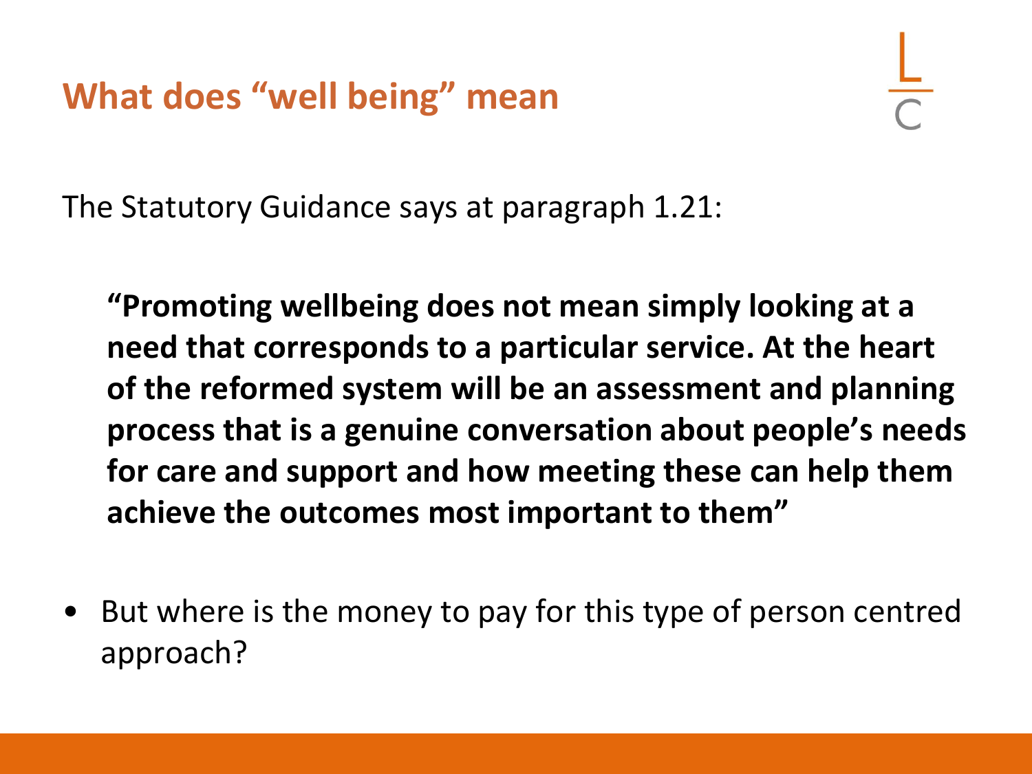## What does "well being" mean

The Statutory Guidance says at paragraph 1.21:

> **"Promoting wellbeing does not mean simply looking at a need that corresponds to a particular service. At the heart of the reformed system will be an assessment and planning process that is a genuine conversation about people's needs for care and support and how meeting these can help them achieve the outcomes most important to them"**

- But where is the money to pay for this type of person centred approach?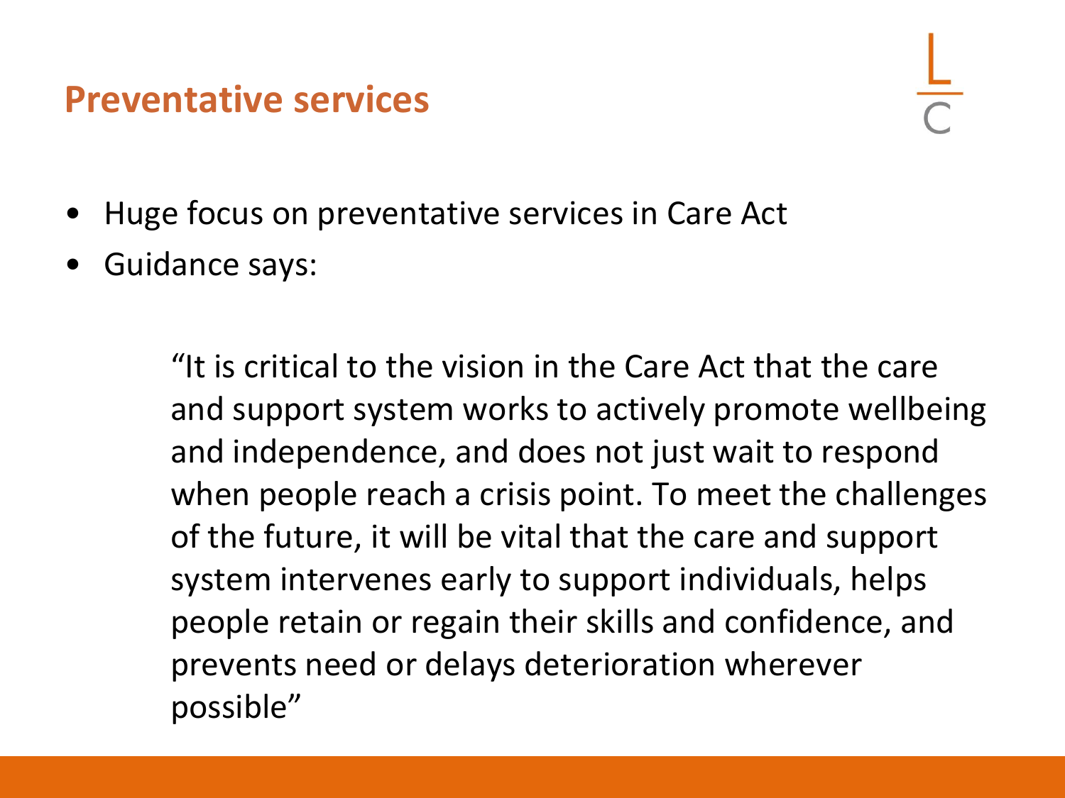## Preventative services

- Huge focus on preventative services in Care Act
- Guidance says:

> "It is critical to the vision in the Care Act that the care and support system works to actively promote wellbeing and independence, and does not just wait to respond when people reach a crisis point. To meet the challenges of the future, it will be vital that the care and support system intervenes early to support individuals, helps people retain or regain their skills and confidence, and prevents need or delays deterioration wherever possible"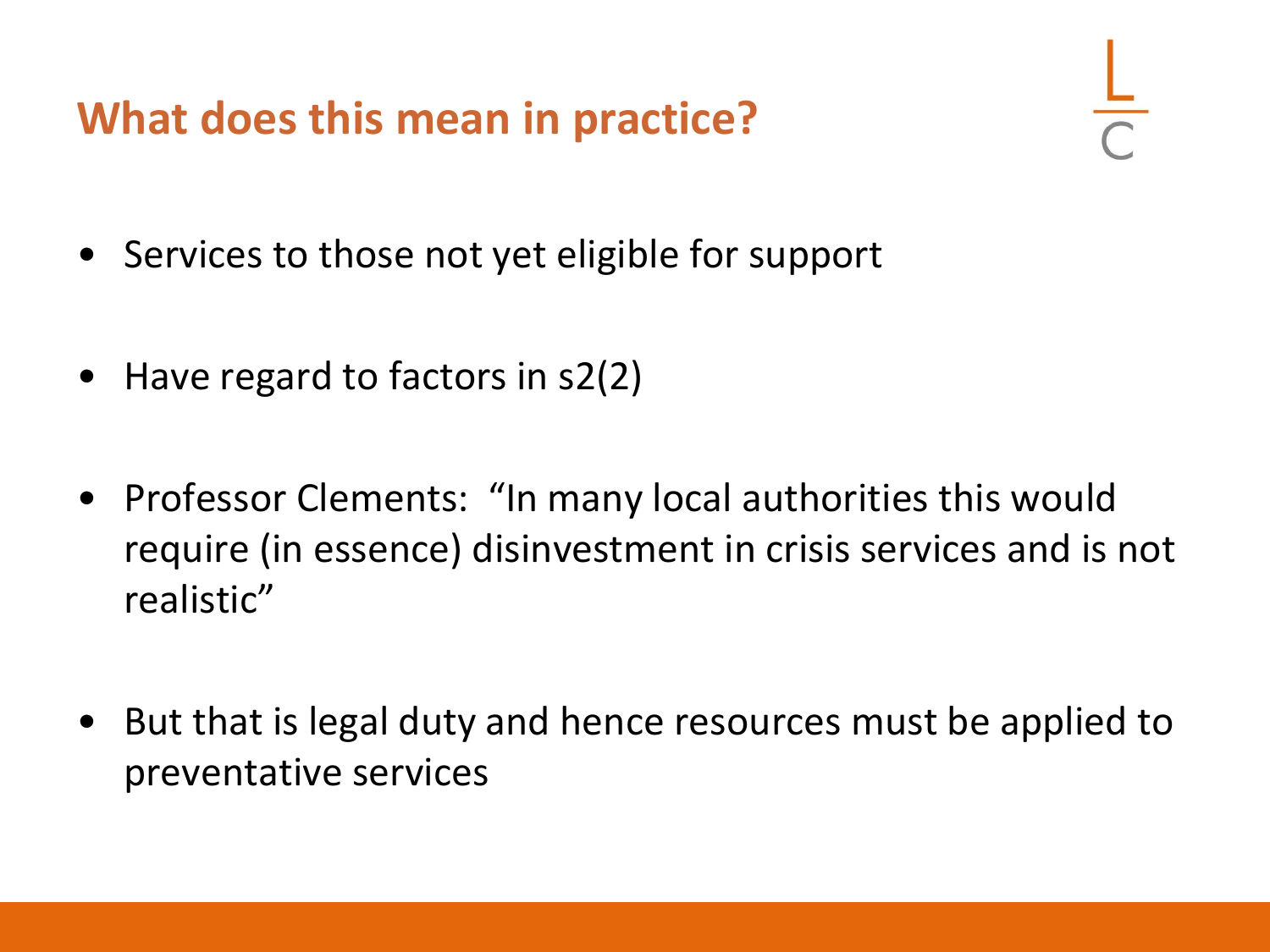## What does this mean in practice?

- Services to those not yet eligible for support
- Have regard to factors in s2(2)
- Professor Clements: "In many local authorities this would require (in essence) disinvestment in crisis services and is not realistic"
- But that is legal duty and hence resources must be applied to preventative services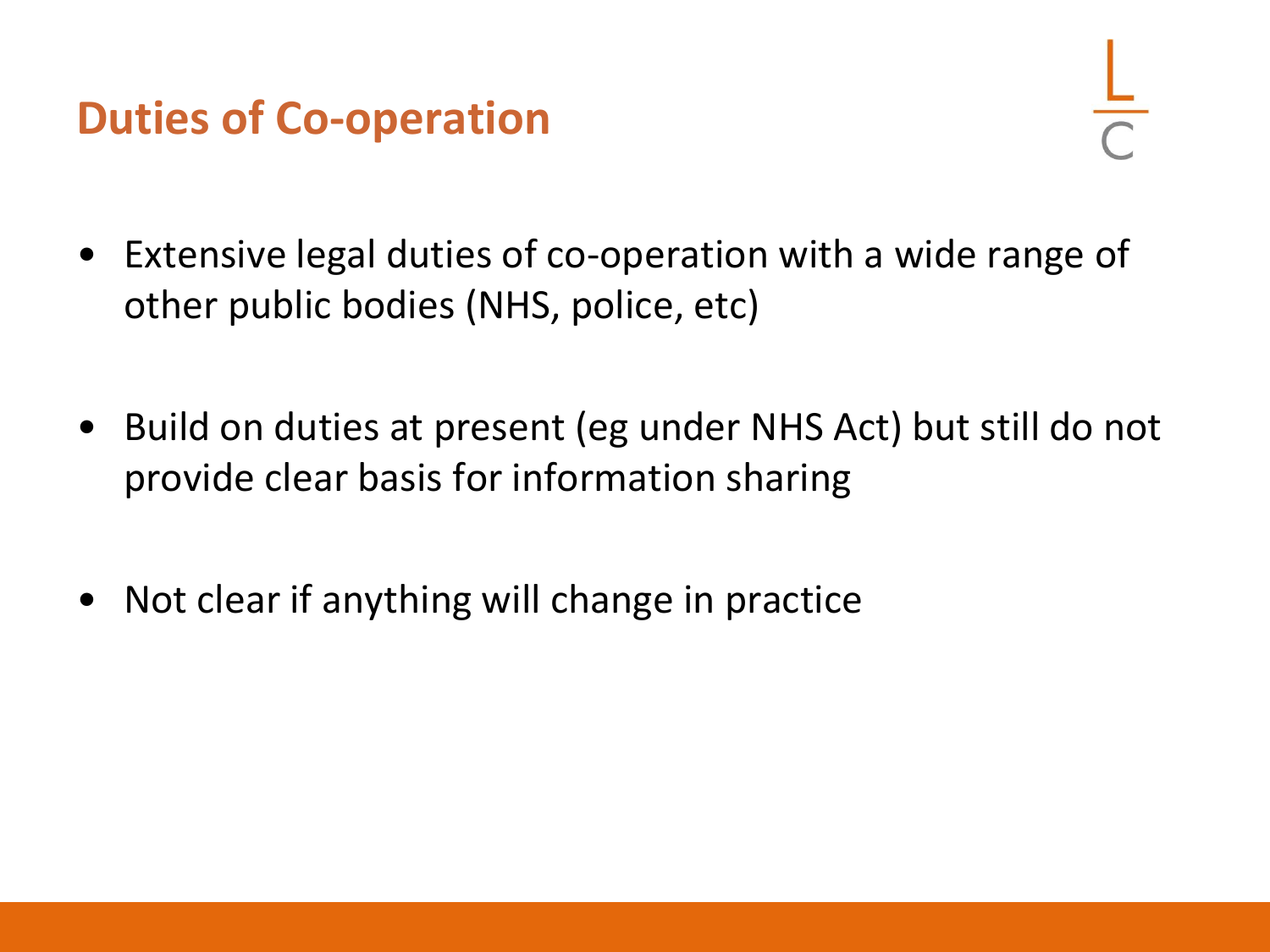## Duties of Co-operation

- Extensive legal duties of co-operation with a wide range of other public bodies (NHS, police, etc)
- Build on duties at present (eg under NHS Act) but still do not provide clear basis for information sharing
- Not clear if anything will change in practice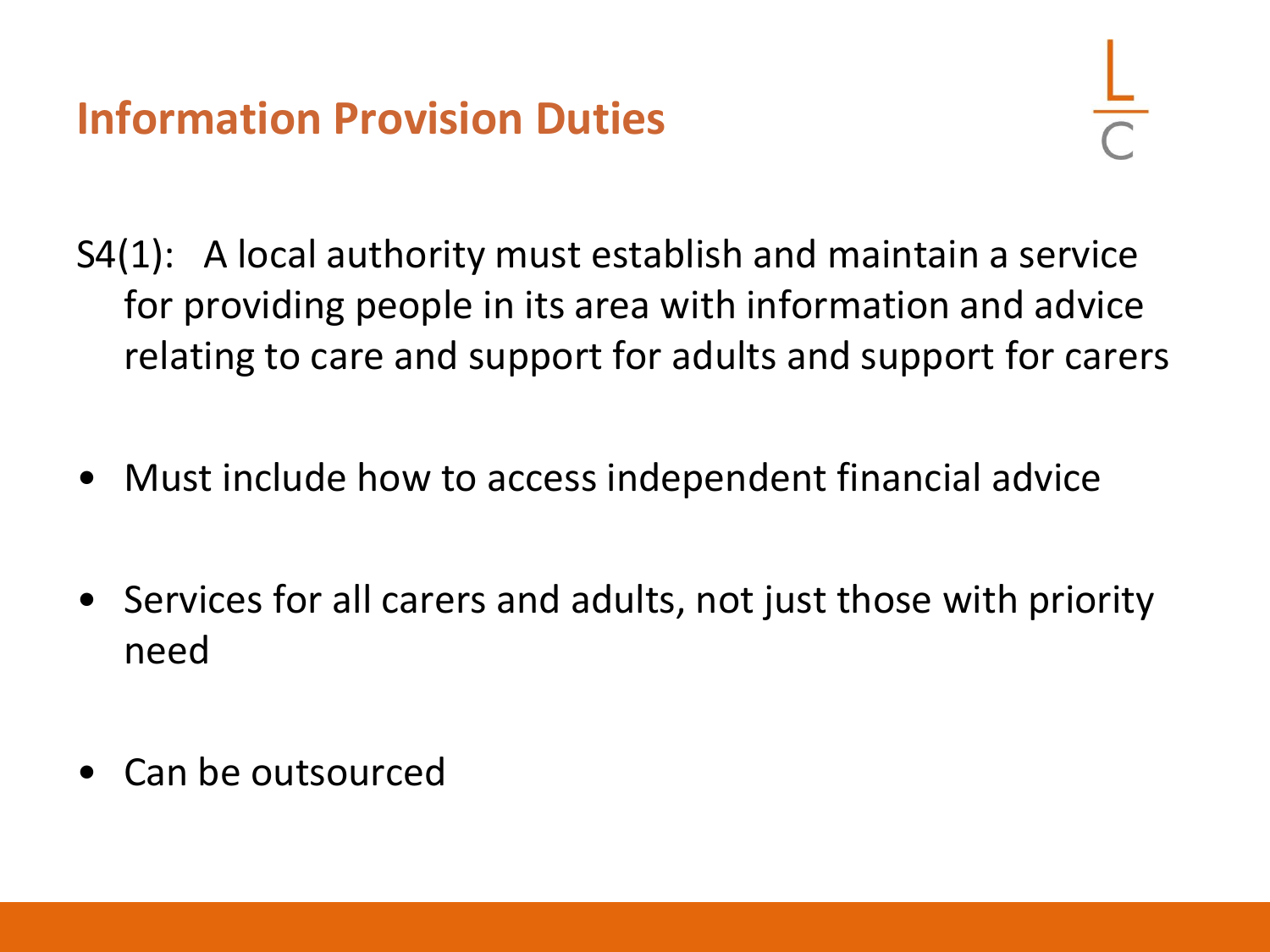# Information Provision Duties

S4(1): A local authority must establish and maintain a service for providing people in its area with information and advice relating to care and support for adults and support for carers

- Must include how to access independent financial advice
- Services for all carers and adults, not just those with priority need
- Can be outsourced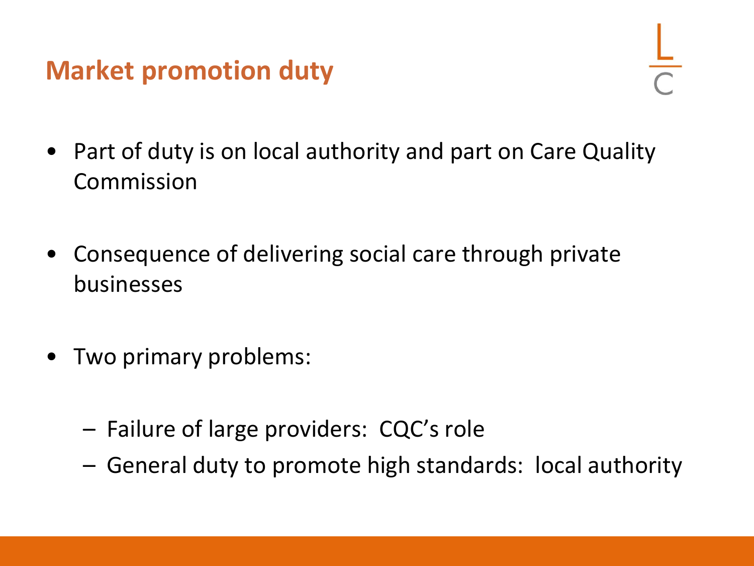# Market promotion duty

- Part of duty is on local authority and part on Care Quality Commission

- Consequence of delivering social care through private businesses

- Two primary problems:

  - Failure of large providers: CQC's role
  - General duty to promote high standards: local authority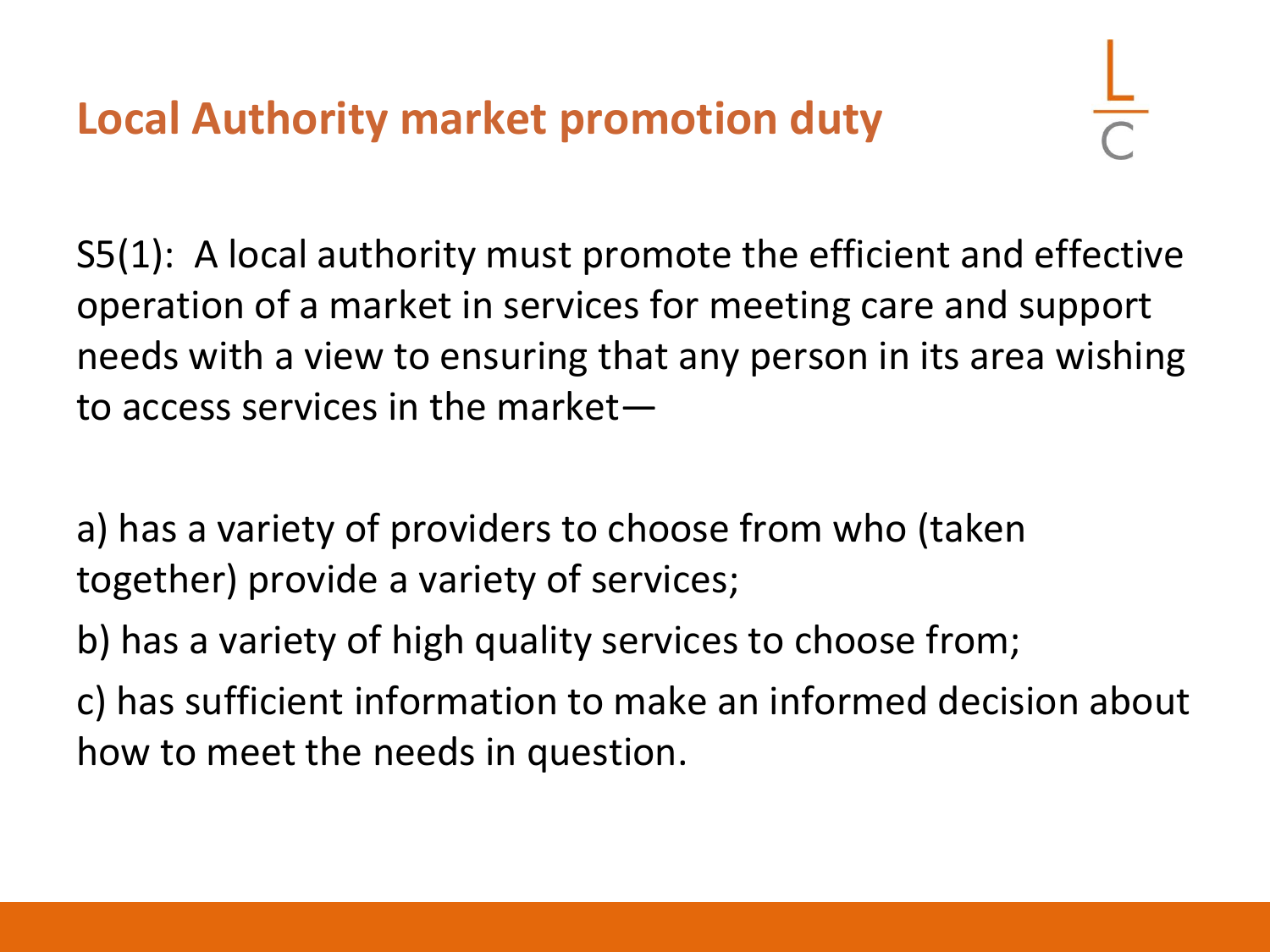# Local Authority market promotion duty

S5(1): A local authority must promote the efficient and effective operation of a market in services for meeting care and support needs with a view to ensuring that any person in its area wishing to access services in the market—

a) has a variety of providers to choose from who (taken together) provide a variety of services;

b) has a variety of high quality services to choose from;

c) has sufficient information to make an informed decision about how to meet the needs in question.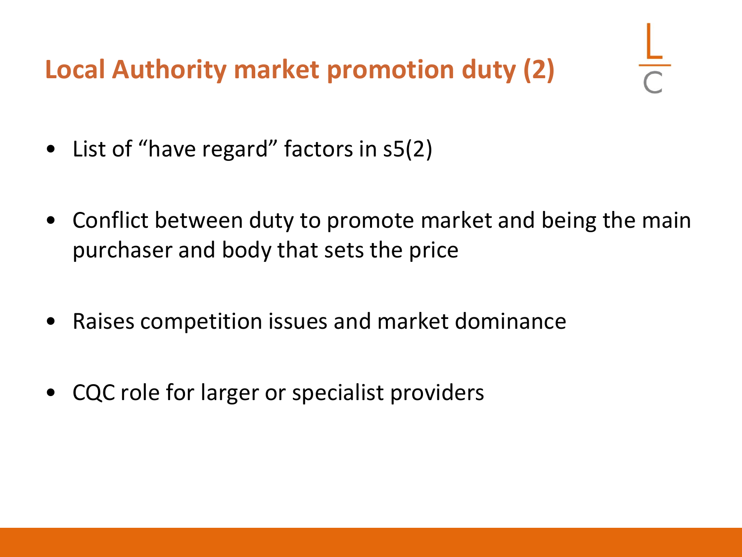# Local Authority market promotion duty (2)

- List of “have regard” factors in s5(2)
- Conflict between duty to promote market and being the main purchaser and body that sets the price
- Raises competition issues and market dominance
- CQC role for larger or specialist providers